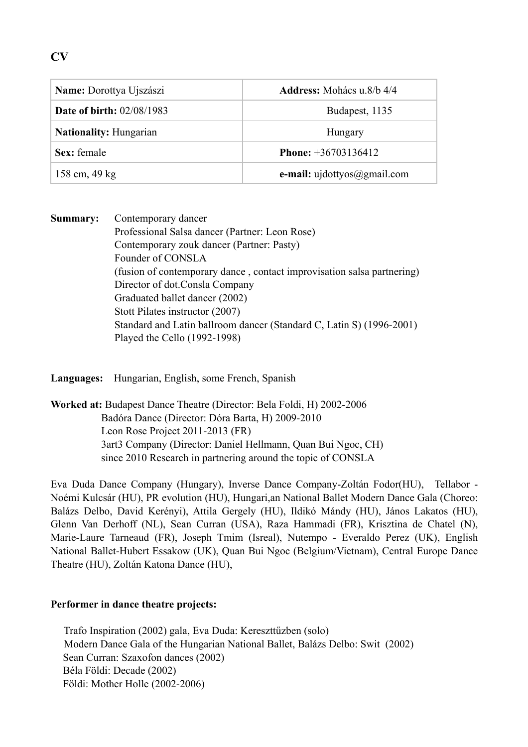# CV

| **Name:** Dorottya Ujszászi | **Address:** Mohács u.8/b 4/4 |
|---|---|
| **Date of birth:** 02/08/1983 | Budapest, 1135 |
| **Nationality:** Hungarian | Hungary |
| **Sex:** female | **Phone:** +36703136412 |
| 158 cm, 49 kg | **e-mail:** ujdottyos@gmail.com |

**Summary:** Contemporary dancer
Professional Salsa dancer (Partner: Leon Rose)
Contemporary zouk dancer (Partner: Pasty)
Founder of CONSLA
(fusion of contemporary dance , contact improvisation salsa partnering)
Director of dot.Consla Company
Graduated ballet dancer (2002)
Stott Pilates instructor (2007)
Standard and Latin ballroom dancer (Standard C, Latin S) (1996-2001)
Played the Cello (1992-1998)

**Languages:** Hungarian, English, some French, Spanish

**Worked at:** Budapest Dance Theatre (Director: Bela Foldi, H) 2002-2006
Badóra Dance (Director: Dóra Barta, H) 2009-2010
Leon Rose Project 2011-2013 (FR)
3art3 Company (Director: Daniel Hellmann, Quan Bui Ngoc, CH)
since 2010 Research in partnering around the topic of CONSLA

Eva Duda Dance Company (Hungary), Inverse Dance Company-Zoltán Fodor(HU), Tellabor - Noémi Kulcsár (HU), PR evolution (HU), Hungari,an National Ballet Modern Dance Gala (Choreo: Balázs Delbo, David Kerényi), Attila Gergely (HU), Ildikó Mándy (HU), János Lakatos (HU), Glenn Van Derhoff (NL), Sean Curran (USA), Raza Hammadi (FR), Krisztina de Chatel (N), Marie-Laure Tarneaud (FR), Joseph Tmim (Isreal), Nutempo - Everaldo Perez (UK), English National Ballet-Hubert Essakow (UK), Quan Bui Ngoc (Belgium/Vietnam), Central Europe Dance Theatre (HU), Zoltán Katona Dance (HU),

**Performer in dance theatre projects:**

Trafo Inspiration (2002) gala, Eva Duda: Kereszttűzben (solo)
Modern Dance Gala of the Hungarian National Ballet, Balázs Delbo: Swit (2002)
Sean Curran: Szaxofon dances (2002)
Béla Földi: Decade (2002)
Földi: Mother Holle (2002-2006)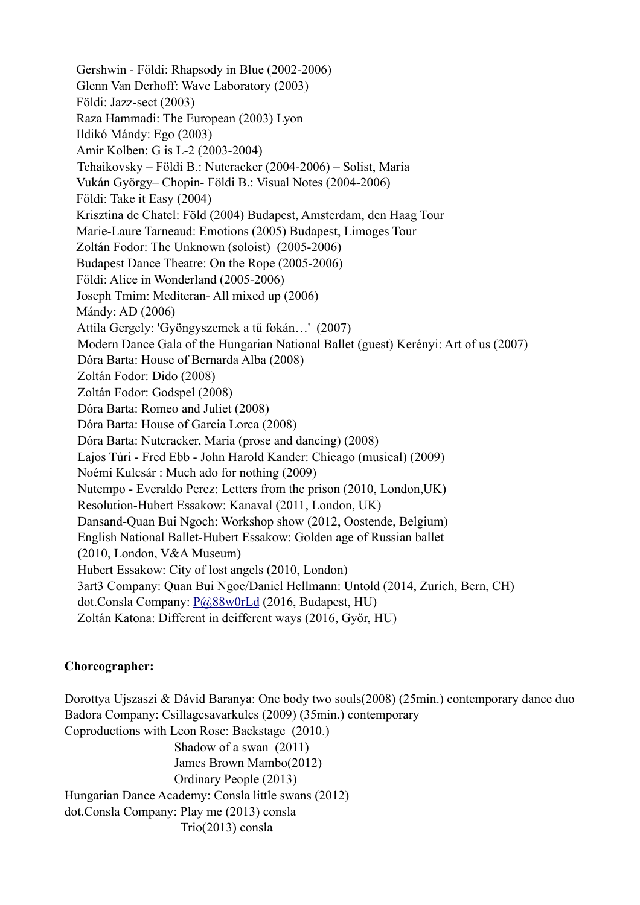Gershwin - Földi: Rhapsody in Blue (2002-2006)
Glenn Van Derhoff: Wave Laboratory (2003)
Földi: Jazz-sect (2003)
Raza Hammadi: The European (2003) Lyon
Ildikó Mándy: Ego (2003)
Amir Kolben: G is L-2 (2003-2004)
Tchaikovsky – Földi B.: Nutcracker (2004-2006) – Solist, Maria
Vukán György– Chopin- Földi B.: Visual Notes (2004-2006)
Földi: Take it Easy (2004)
Krisztina de Chatel: Föld (2004) Budapest, Amsterdam, den Haag Tour
Marie-Laure Tarneaud: Emotions (2005) Budapest, Limoges Tour
Zoltán Fodor: The Unknown (soloist) (2005-2006)
Budapest Dance Theatre: On the Rope (2005-2006)
Földi: Alice in Wonderland (2005-2006)
Joseph Tmim: Mediteran- All mixed up (2006)
Mándy: AD (2006)
Attila Gergely: 'Gyöngyszemek a tű fokán…' (2007)
Modern Dance Gala of the Hungarian National Ballet (guest) Kerényi: Art of us (2007)
Dóra Barta: House of Bernarda Alba (2008)
Zoltán Fodor: Dido (2008)
Zoltán Fodor: Godspel (2008)
Dóra Barta: Romeo and Juliet (2008)
Dóra Barta: House of Garcia Lorca (2008)
Dóra Barta: Nutcracker, Maria (prose and dancing) (2008)
Lajos Túri - Fred Ebb - John Harold Kander: Chicago (musical) (2009)
Noémi Kulcsár : Much ado for nothing (2009)
Nutempo - Everaldo Perez: Letters from the prison (2010, London,UK)
Resolution-Hubert Essakow: Kanaval (2011, London, UK)
Dansand-Quan Bui Ngoch: Workshop show (2012, Oostende, Belgium)
English National Ballet-Hubert Essakow: Golden age of Russian ballet
(2010, London, V&A Museum)
Hubert Essakow: City of lost angels (2010, London)
3art3 Company: Quan Bui Ngoc/Daniel Hellmann: Untold (2014, Zurich, Bern, CH)
dot.Consla Company: P@88w0rLd (2016, Budapest, HU)
Zoltán Katona: Different in deifferent ways (2016, Győr, HU)

**Choreographer:**

Dorottya Ujszaszi & Dávid Baranya: One body two souls(2008) (25min.) contemporary dance duo
Badora Company: Csillagcsavarkulcs (2009) (35min.) contemporary
Coproductions with Leon Rose: Backstage (2010.)
Shadow of a swan (2011)
James Brown Mambo(2012)
Ordinary People (2013)
Hungarian Dance Academy: Consla little swans (2012)
dot.Consla Company: Play me (2013) consla
Trio(2013) consla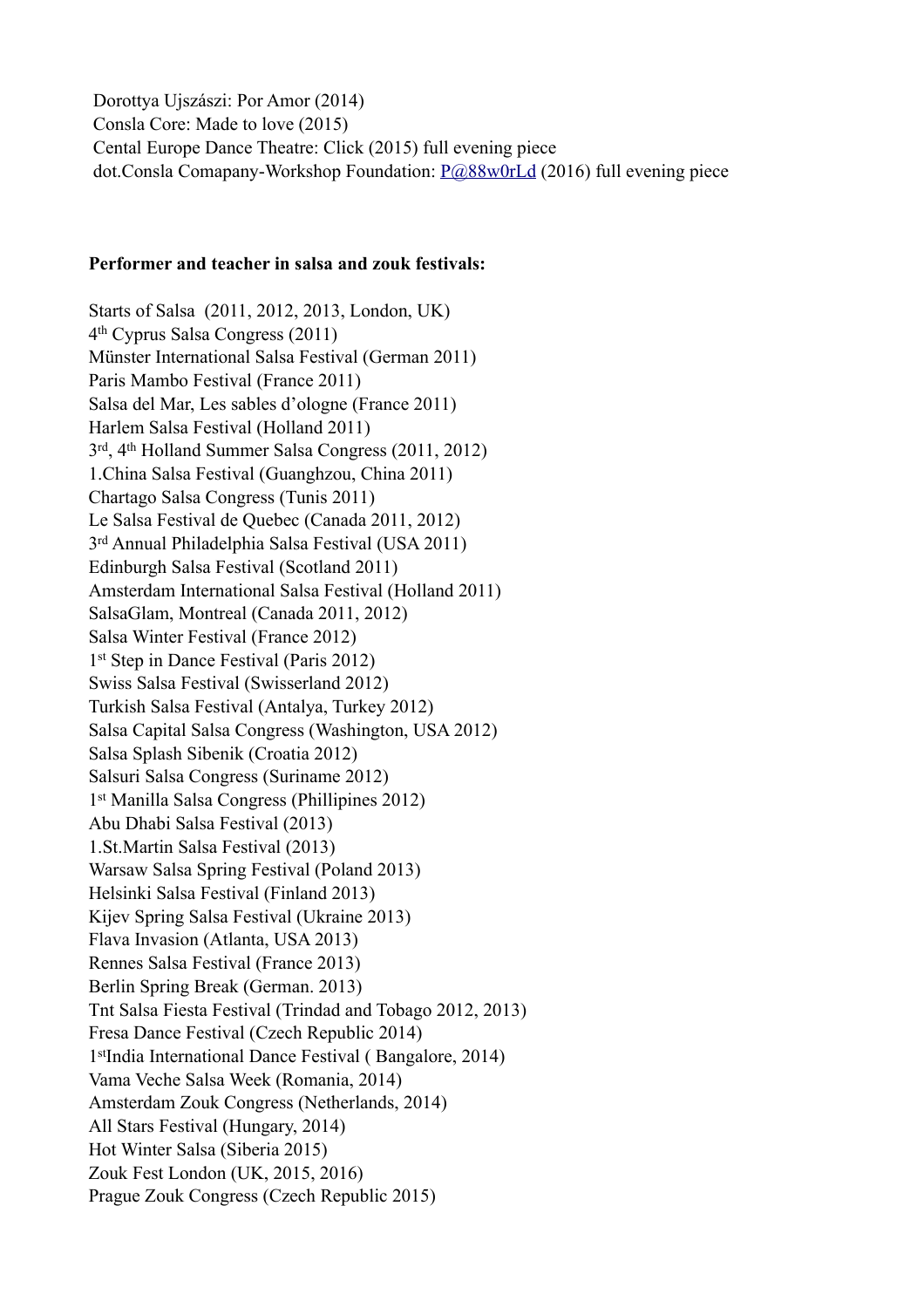Dorottya Ujszászi: Por Amor (2014)
Consla Core: Made to love (2015)
Cental Europe Dance Theatre: Click (2015) full evening piece
dot.Consla Comapany-Workshop Foundation: P@88w0rLd (2016) full evening piece

**Performer and teacher in salsa and zouk festivals:**

Starts of Salsa (2011, 2012, 2013, London, UK)
4th Cyprus Salsa Congress (2011)
Münster International Salsa Festival (German 2011)
Paris Mambo Festival (France 2011)
Salsa del Mar, Les sables d'ologne (France 2011)
Harlem Salsa Festival (Holland 2011)
3rd, 4th Holland Summer Salsa Congress (2011, 2012)
1.China Salsa Festival (Guanghzou, China 2011)
Chartago Salsa Congress (Tunis 2011)
Le Salsa Festival de Quebec (Canada 2011, 2012)
3rd Annual Philadelphia Salsa Festival (USA 2011)
Edinburgh Salsa Festival (Scotland 2011)
Amsterdam International Salsa Festival (Holland 2011)
SalsaGlam, Montreal (Canada 2011, 2012)
Salsa Winter Festival (France 2012)
1st Step in Dance Festival (Paris 2012)
Swiss Salsa Festival (Swisserland 2012)
Turkish Salsa Festival (Antalya, Turkey 2012)
Salsa Capital Salsa Congress (Washington, USA 2012)
Salsa Splash Sibenik (Croatia 2012)
Salsuri Salsa Congress (Suriname 2012)
1st Manilla Salsa Congress (Phillipines 2012)
Abu Dhabi Salsa Festival (2013)
1.St.Martin Salsa Festival (2013)
Warsaw Salsa Spring Festival (Poland 2013)
Helsinki Salsa Festival (Finland 2013)
Kijev Spring Salsa Festival (Ukraine 2013)
Flava Invasion (Atlanta, USA 2013)
Rennes Salsa Festival (France 2013)
Berlin Spring Break (German. 2013)
Tnt Salsa Fiesta Festival (Trindad and Tobago 2012, 2013)
Fresa Dance Festival (Czech Republic 2014)
1stIndia International Dance Festival ( Bangalore, 2014)
Vama Veche Salsa Week (Romania, 2014)
Amsterdam Zouk Congress (Netherlands, 2014)
All Stars Festival (Hungary, 2014)
Hot Winter Salsa (Siberia 2015)
Zouk Fest London (UK, 2015, 2016)
Prague Zouk Congress (Czech Republic 2015)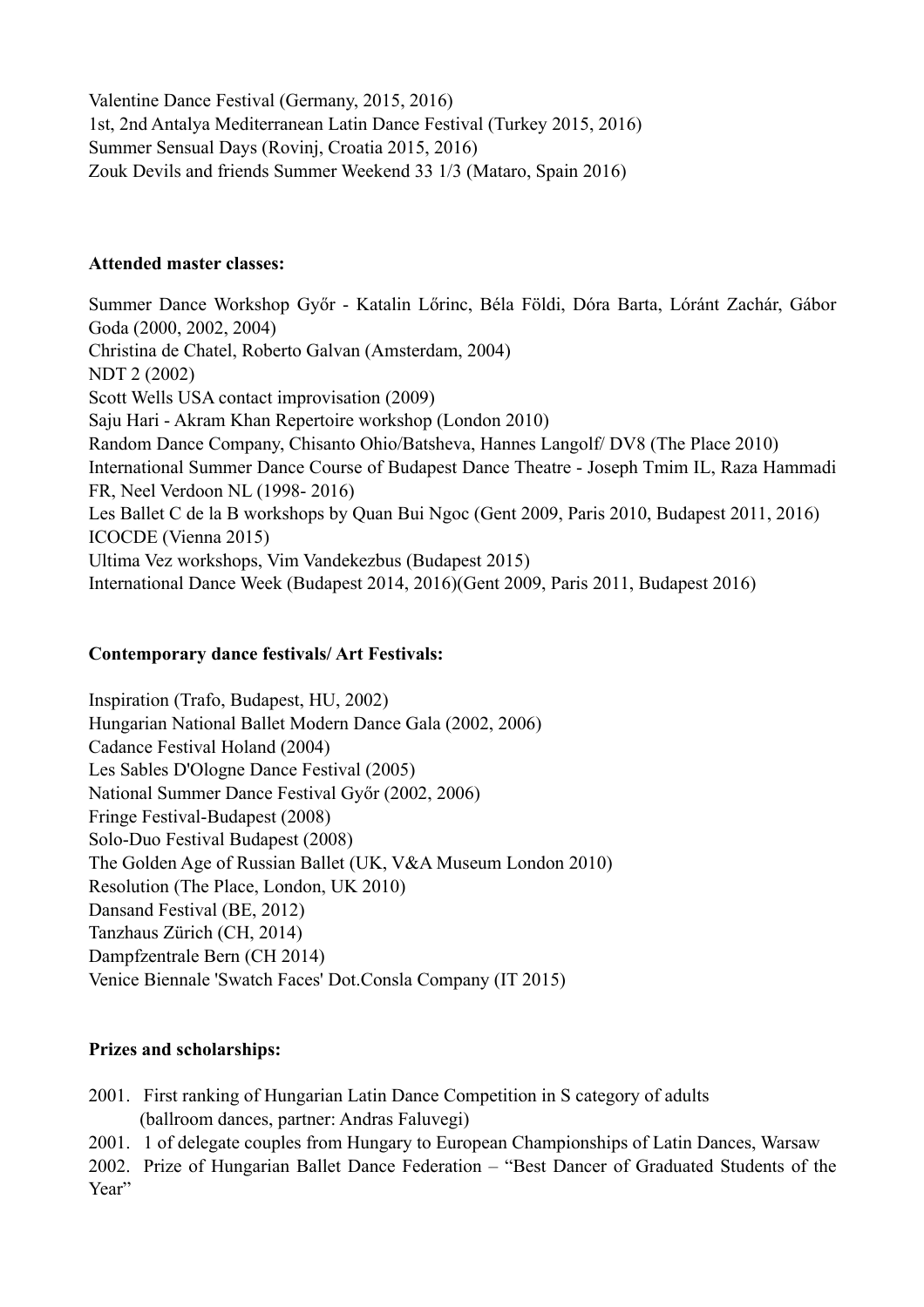Valentine Dance Festival (Germany, 2015, 2016)
1st, 2nd Antalya Mediterranean Latin Dance Festival (Turkey 2015, 2016)
Summer Sensual Days (Rovinj, Croatia 2015, 2016)
Zouk Devils and friends Summer Weekend 33 1/3 (Mataro, Spain 2016)

**Attended master classes:**

Summer Dance Workshop Győr - Katalin Lőrinc, Béla Földi, Dóra Barta, Lóránt Zachár, Gábor Goda (2000, 2002, 2004)
Christina de Chatel, Roberto Galvan (Amsterdam, 2004)
NDT 2 (2002)
Scott Wells USA contact improvisation (2009)
Saju Hari - Akram Khan Repertoire workshop (London 2010)
Random Dance Company, Chisanto Ohio/Batsheva, Hannes Langolf/ DV8 (The Place 2010)
International Summer Dance Course of Budapest Dance Theatre - Joseph Tmim IL, Raza Hammadi FR, Neel Verdoon NL (1998- 2016)
Les Ballet C de la B workshops by Quan Bui Ngoc (Gent 2009, Paris 2010, Budapest 2011, 2016)
ICOCDE (Vienna 2015)
Ultima Vez workshops, Vim Vandekezbus (Budapest 2015)
International Dance Week (Budapest 2014, 2016)(Gent 2009, Paris 2011, Budapest 2016)

**Contemporary dance festivals/ Art Festivals:**

Inspiration (Trafo, Budapest, HU, 2002)
Hungarian National Ballet Modern Dance Gala (2002, 2006)
Cadance Festival Holand (2004)
Les Sables D'Ologne Dance Festival (2005)
National Summer Dance Festival Győr (2002, 2006)
Fringe Festival-Budapest (2008)
Solo-Duo Festival Budapest (2008)
The Golden Age of Russian Ballet (UK, V&A Museum London 2010)
Resolution (The Place, London, UK 2010)
Dansand Festival (BE, 2012)
Tanzhaus Zürich (CH, 2014)
Dampfzentrale Bern (CH 2014)
Venice Biennale 'Swatch Faces' Dot.Consla Company (IT 2015)

**Prizes and scholarships:**

2001. First ranking of Hungarian Latin Dance Competition in S category of adults (ballroom dances, partner: Andras Faluvegi)
2001. 1 of delegate couples from Hungary to European Championships of Latin Dances, Warsaw
2002. Prize of Hungarian Ballet Dance Federation – "Best Dancer of Graduated Students of the Year"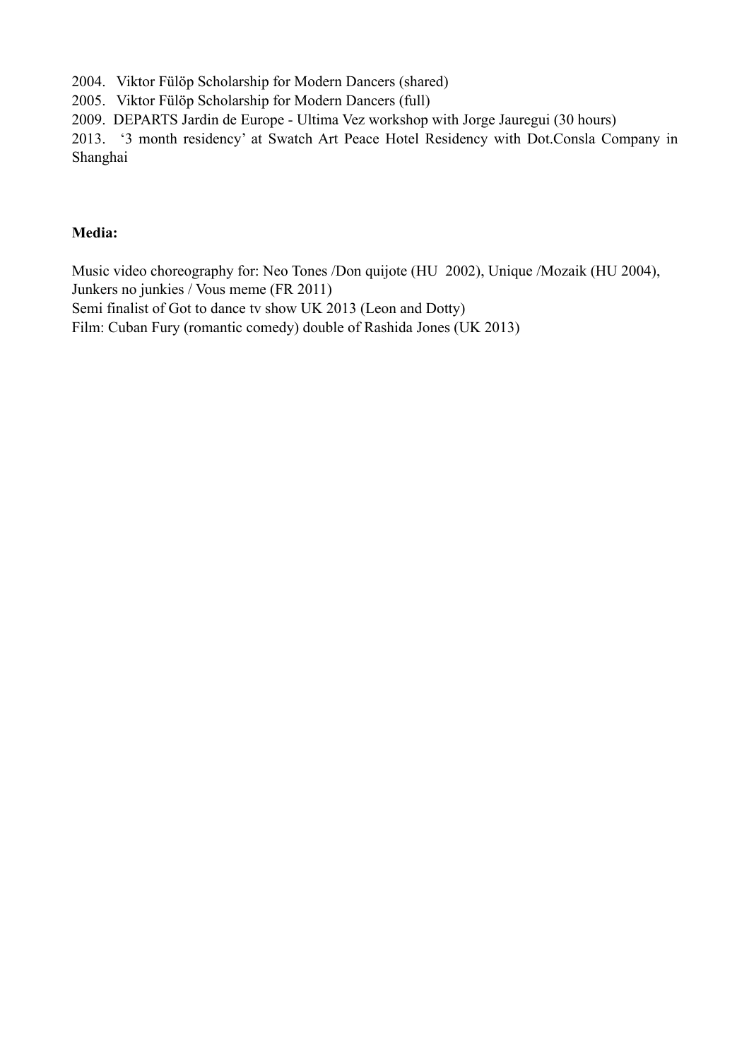2004. Viktor Fülöp Scholarship for Modern Dancers (shared)
2005. Viktor Fülöp Scholarship for Modern Dancers (full)
2009. DEPARTS Jardin de Europe - Ultima Vez workshop with Jorge Jauregui (30 hours)
2013. '3 month residency' at Swatch Art Peace Hotel Residency with Dot.Consla Company in Shanghai

**Media:**

Music video choreography for: Neo Tones /Don quijote (HU 2002), Unique /Mozaik (HU 2004), Junkers no junkies / Vous meme (FR 2011)
Semi finalist of Got to dance tv show UK 2013 (Leon and Dotty)
Film: Cuban Fury (romantic comedy) double of Rashida Jones (UK 2013)